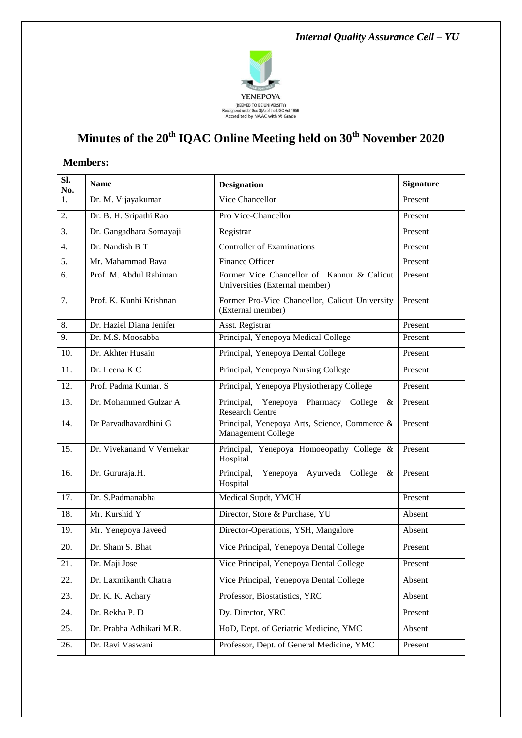YENEPOYA
(DEEMED TO BE UNIVERSITY)
Recognized under Sec 3(A) of the UGC Act 1956
Accredited by NAAC with 'A' Grade

# Minutes of the 20th IQAC Online Meeting held on 30th November 2020

**Members:**

| Sl. No. | Name | Designation | Signature |
|---|---|---|---|
| 1. | Dr. M. Vijayakumar | Vice Chancellor | Present |
| 2. | Dr. B. H. Sripathi Rao | Pro Vice-Chancellor | Present |
| 3. | Dr. Gangadhara Somayaji | Registrar | Present |
| 4. | Dr. Nandish B T | Controller of Examinations | Present |
| 5. | Mr. Mahammad Bava | Finance Officer | Present |
| 6. | Prof. M. Abdul Rahiman | Former Vice Chancellor of Kannur & Calicut Universities (External member) | Present |
| 7. | Prof. K. Kunhi Krishnan | Former Pro-Vice Chancellor, Calicut University (External member) | Present |
| 8. | Dr. Haziel Diana Jenifer | Asst. Registrar | Present |
| 9. | Dr. M.S. Moosabba | Principal, Yenepoya Medical College | Present |
| 10. | Dr. Akhter Husain | Principal, Yenepoya Dental College | Present |
| 11. | Dr. Leena K C | Principal, Yenepoya Nursing College | Present |
| 12. | Prof. Padma Kumar. S | Principal, Yenepoya Physiotherapy College | Present |
| 13. | Dr. Mohammed Gulzar A | Principal, Yenepoya Pharmacy College & Research Centre | Present |
| 14. | Dr Parvadhavardhini G | Principal, Yenepoya Arts, Science, Commerce & Management College | Present |
| 15. | Dr. Vivekanand V Vernekar | Principal, Yenepoya Homoeopathy College & Hospital | Present |
| 16. | Dr. Gururaja.H. | Principal, Yenepoya Ayurveda College & Hospital | Present |
| 17. | Dr. S.Padmanabha | Medical Supdt, YMCH | Present |
| 18. | Mr. Kurshid Y | Director, Store & Purchase, YU | Absent |
| 19. | Mr. Yenepoya Javeed | Director-Operations, YSH, Mangalore | Absent |
| 20. | Dr. Sham S. Bhat | Vice Principal, Yenepoya Dental College | Present |
| 21. | Dr. Maji Jose | Vice Principal, Yenepoya Dental College | Present |
| 22. | Dr. Laxmikanth Chatra | Vice Principal, Yenepoya Dental College | Absent |
| 23. | Dr. K. K. Achary | Professor, Biostatistics, YRC | Absent |
| 24. | Dr. Rekha P. D | Dy. Director, YRC | Present |
| 25. | Dr. Prabha Adhikari M.R. | HoD, Dept. of Geriatric Medicine, YMC | Absent |
| 26. | Dr. Ravi Vaswani | Professor, Dept. of General Medicine, YMC | Present |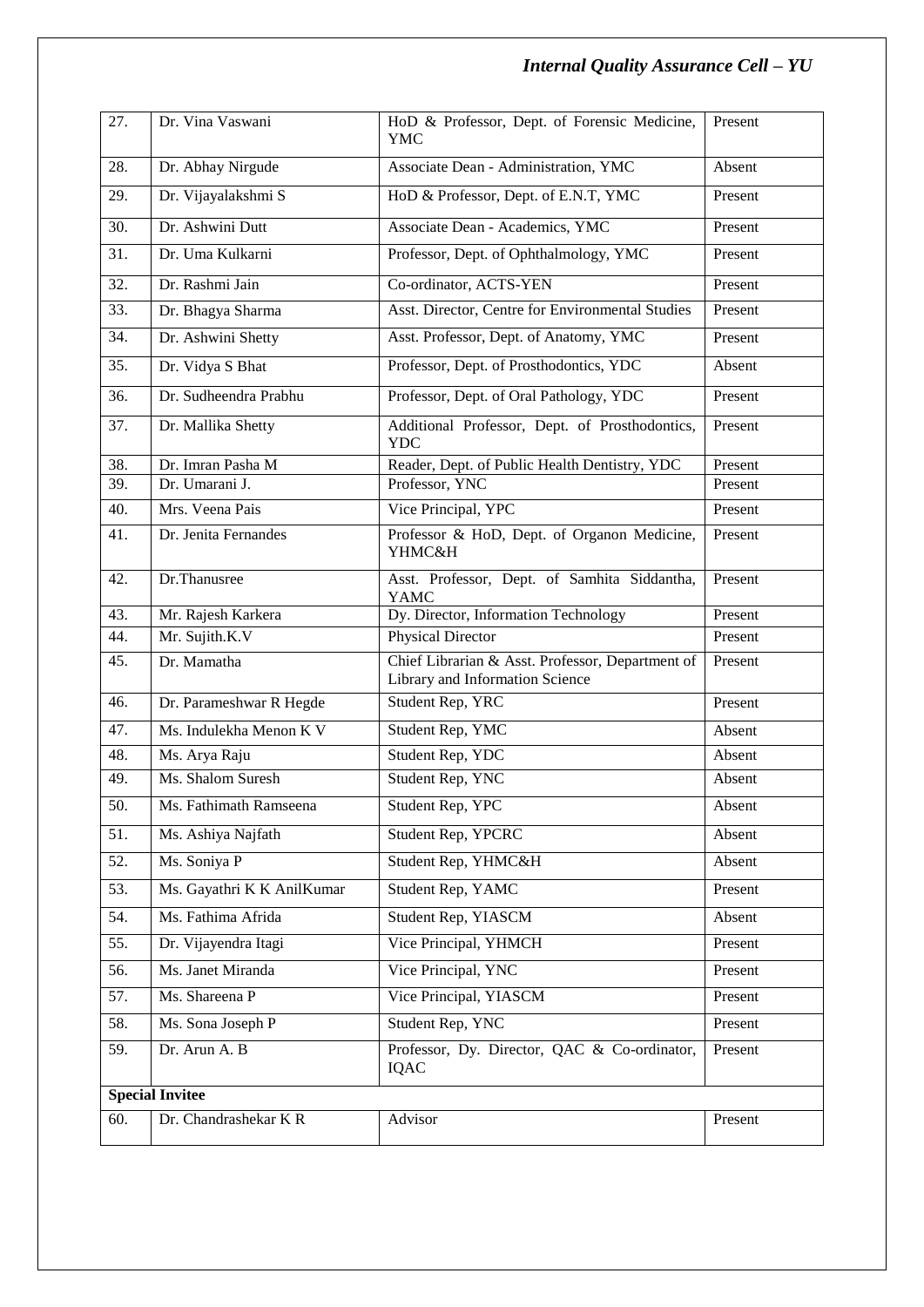| 27. | Dr. Vina Vaswani | HoD & Professor, Dept. of Forensic Medicine, YMC | Present |
|---|---|---|---|
| 28. | Dr. Abhay Nirgude | Associate Dean - Administration, YMC | Absent |
| 29. | Dr. Vijayalakshmi S | HoD & Professor, Dept. of E.N.T, YMC | Present |
| 30. | Dr. Ashwini Dutt | Associate Dean - Academics, YMC | Present |
| 31. | Dr. Uma Kulkarni | Professor, Dept. of Ophthalmology, YMC | Present |
| 32. | Dr. Rashmi Jain | Co-ordinator, ACTS-YEN | Present |
| 33. | Dr. Bhagya Sharma | Asst. Director, Centre for Environmental Studies | Present |
| 34. | Dr. Ashwini Shetty | Asst. Professor, Dept. of Anatomy, YMC | Present |
| 35. | Dr. Vidya S Bhat | Professor, Dept. of Prosthodontics, YDC | Absent |
| 36. | Dr. Sudheendra Prabhu | Professor, Dept. of Oral Pathology, YDC | Present |
| 37. | Dr. Mallika Shetty | Additional Professor, Dept. of Prosthodontics, YDC | Present |
| 38. | Dr. Imran Pasha M | Reader, Dept. of Public Health Dentistry, YDC | Present |
| 39. | Dr. Umarani J. | Professor, YNC | Present |
| 40. | Mrs. Veena Pais | Vice Principal, YPC | Present |
| 41. | Dr. Jenita Fernandes | Professor & HoD, Dept. of Organon Medicine, YHMC&H | Present |
| 42. | Dr.Thanusree | Asst. Professor, Dept. of Samhita Siddantha, YAMC | Present |
| 43. | Mr. Rajesh Karkera | Dy. Director, Information Technology | Present |
| 44. | Mr. Sujith.K.V | Physical Director | Present |
| 45. | Dr. Mamatha | Chief Librarian & Asst. Professor, Department of Library and Information Science | Present |
| 46. | Dr. Parameshwar R Hegde | Student Rep, YRC | Present |
| 47. | Ms. Indulekha Menon K V | Student Rep, YMC | Absent |
| 48. | Ms. Arya Raju | Student Rep, YDC | Absent |
| 49. | Ms. Shalom Suresh | Student Rep, YNC | Absent |
| 50. | Ms. Fathimath Ramseena | Student Rep, YPC | Absent |
| 51. | Ms. Ashiya Najfath | Student Rep, YPCRC | Absent |
| 52. | Ms. Soniya P | Student Rep, YHMC&H | Absent |
| 53. | Ms. Gayathri K K AnilKumar | Student Rep, YAMC | Present |
| 54. | Ms. Fathima Afrida | Student Rep, YIASCM | Absent |
| 55. | Dr. Vijayendra Itagi | Vice Principal, YHMCH | Present |
| 56. | Ms. Janet Miranda | Vice Principal, YNC | Present |
| 57. | Ms. Shareena P | Vice Principal, YIASCM | Present |
| 58. | Ms. Sona Joseph P | Student Rep, YNC | Present |
| 59. | Dr. Arun A. B | Professor, Dy. Director, QAC & Co-ordinator, IQAC | Present |
| **Special Invitee** | | | |
| 60. | Dr. Chandrashekar K R | Advisor | Present |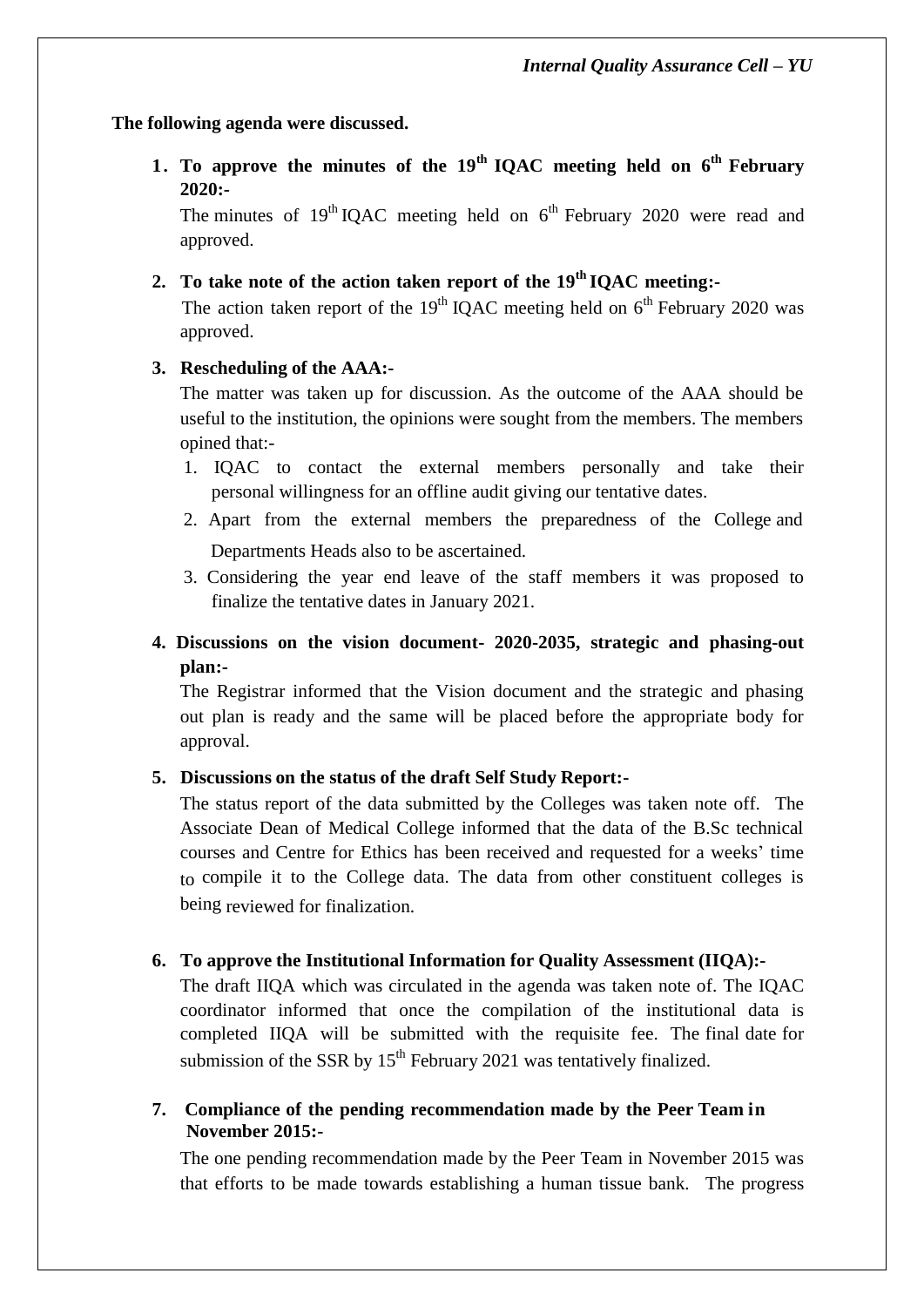**The following agenda were discussed.**

1. **To approve the minutes of the 19th IQAC meeting held on 6th February 2020:-**

   The minutes of 19th IQAC meeting held on 6th February 2020 were read and approved.

2. **To take note of the action taken report of the 19th IQAC meeting:-**

   The action taken report of the 19th IQAC meeting held on 6th February 2020 was approved.

3. **Rescheduling of the AAA:-**

   The matter was taken up for discussion. As the outcome of the AAA should be useful to the institution, the opinions were sought from the members. The members opined that:-

   1. IQAC to contact the external members personally and take their personal willingness for an offline audit giving our tentative dates.
   2. Apart from the external members the preparedness of the College and Departments Heads also to be ascertained.
   3. Considering the year end leave of the staff members it was proposed to finalize the tentative dates in January 2021.

4. **Discussions on the vision document- 2020-2035, strategic and phasing-out plan:-**

   The Registrar informed that the Vision document and the strategic and phasing out plan is ready and the same will be placed before the appropriate body for approval.

5. **Discussions on the status of the draft Self Study Report:-**

   The status report of the data submitted by the Colleges was taken note off. The Associate Dean of Medical College informed that the data of the B.Sc technical courses and Centre for Ethics has been received and requested for a weeks' time to compile it to the College data. The data from other constituent colleges is being reviewed for finalization.

6. **To approve the Institutional Information for Quality Assessment (IIQA):-**

   The draft IIQA which was circulated in the agenda was taken note of. The IQAC coordinator informed that once the compilation of the institutional data is completed IIQA will be submitted with the requisite fee. The final date for submission of the SSR by 15th February 2021 was tentatively finalized.

7. **Compliance of the pending recommendation made by the Peer Team in November 2015:-**

   The one pending recommendation made by the Peer Team in November 2015 was that efforts to be made towards establishing a human tissue bank. The progress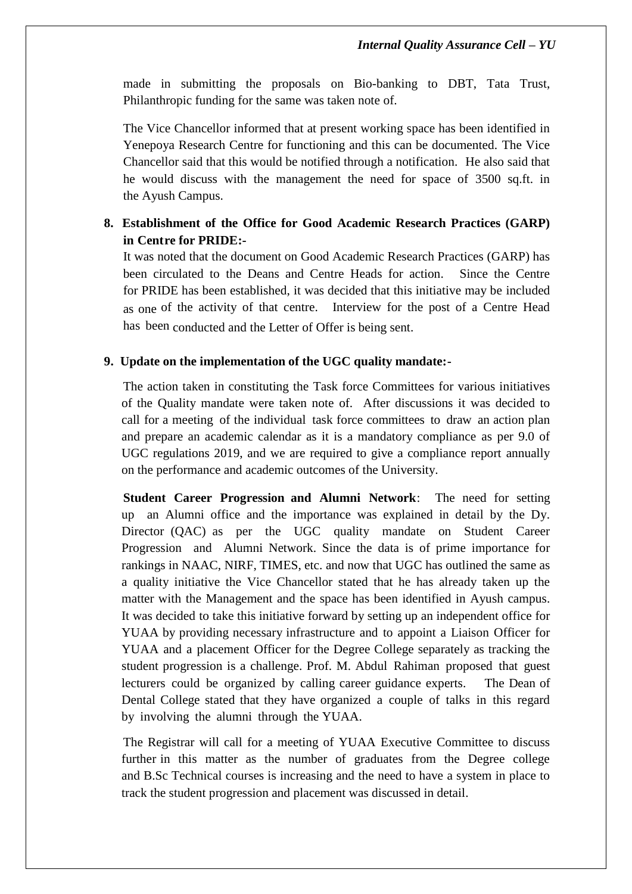made in submitting the proposals on Bio-banking to DBT, Tata Trust, Philanthropic funding for the same was taken note of.

The Vice Chancellor informed that at present working space has been identified in Yenepoya Research Centre for functioning and this can be documented. The Vice Chancellor said that this would be notified through a notification. He also said that he would discuss with the management the need for space of 3500 sq.ft. in the Ayush Campus.

**8. Establishment of the Office for Good Academic Research Practices (GARP) in Centre for PRIDE:-**

It was noted that the document on Good Academic Research Practices (GARP) has been circulated to the Deans and Centre Heads for action. Since the Centre for PRIDE has been established, it was decided that this initiative may be included as one of the activity of that centre. Interview for the post of a Centre Head has been conducted and the Letter of Offer is being sent.

**9. Update on the implementation of the UGC quality mandate:-**

The action taken in constituting the Task force Committees for various initiatives of the Quality mandate were taken note of. After discussions it was decided to call for a meeting of the individual task force committees to draw an action plan and prepare an academic calendar as it is a mandatory compliance as per 9.0 of UGC regulations 2019, and we are required to give a compliance report annually on the performance and academic outcomes of the University.

**Student Career Progression and Alumni Network**: The need for setting up an Alumni office and the importance was explained in detail by the Dy. Director (QAC) as per the UGC quality mandate on Student Career Progression and Alumni Network. Since the data is of prime importance for rankings in NAAC, NIRF, TIMES, etc. and now that UGC has outlined the same as a quality initiative the Vice Chancellor stated that he has already taken up the matter with the Management and the space has been identified in Ayush campus. It was decided to take this initiative forward by setting up an independent office for YUAA by providing necessary infrastructure and to appoint a Liaison Officer for YUAA and a placement Officer for the Degree College separately as tracking the student progression is a challenge. Prof. M. Abdul Rahiman proposed that guest lecturers could be organized by calling career guidance experts. The Dean of Dental College stated that they have organized a couple of talks in this regard by involving the alumni through the YUAA.

The Registrar will call for a meeting of YUAA Executive Committee to discuss further in this matter as the number of graduates from the Degree college and B.Sc Technical courses is increasing and the need to have a system in place to track the student progression and placement was discussed in detail.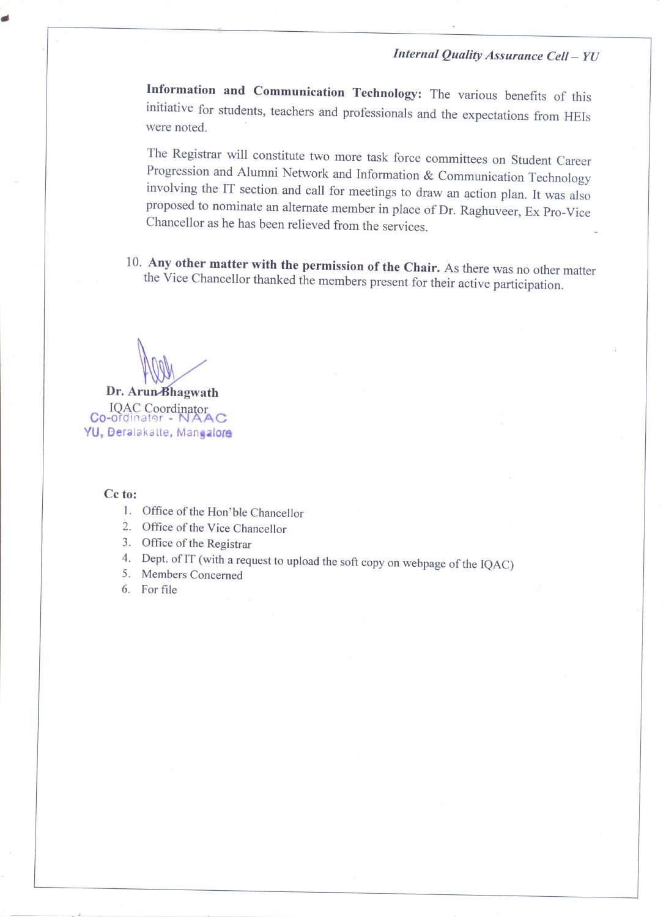**Information and Communication Technology:** The various benefits of this initiative for students, teachers and professionals and the expectations from HEIs were noted.

The Registrar will constitute two more task force committees on Student Career Progression and Alumni Network and Information & Communication Technology involving the IT section and call for meetings to draw an action plan. It was also proposed to nominate an alternate member in place of Dr. Raghuveer, Ex Pro-Vice Chancellor as he has been relieved from the services.

10. **Any other matter with the permission of the Chair.** As there was no other matter the Vice Chancellor thanked the members present for their active participation.

**Dr. Arun Bhagwath**
IQAC Coordinator
Co-ordinator - NAAC
YU, Deralakatte, Mangalore

**Cc to:**

1. Office of the Hon'ble Chancellor
2. Office of the Vice Chancellor
3. Office of the Registrar
4. Dept. of IT (with a request to upload the soft copy on webpage of the IQAC)
5. Members Concerned
6. For file